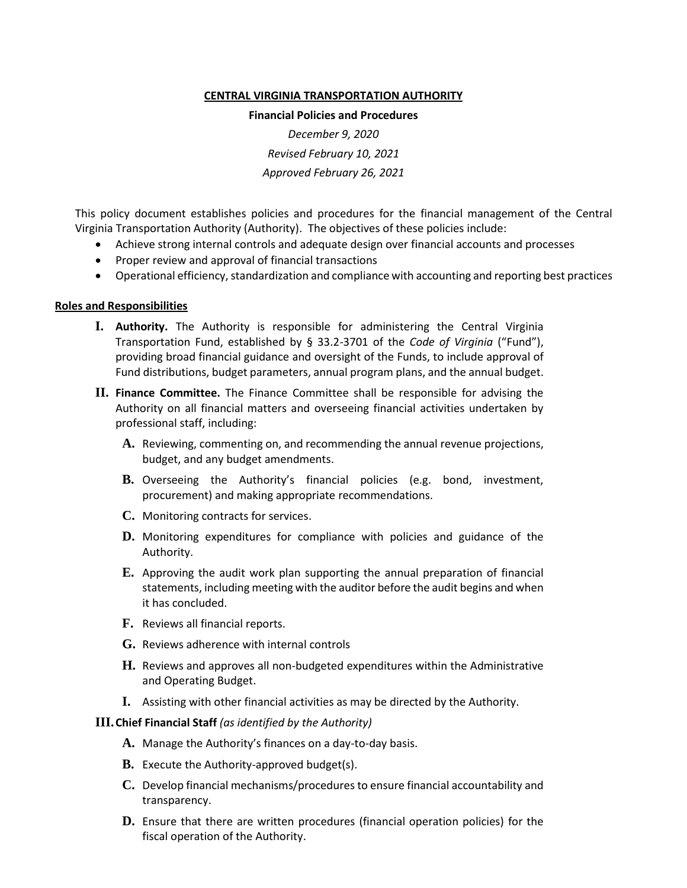**CENTRAL VIRGINIA TRANSPORTATION AUTHORITY**

**Financial Policies and Procedures**

*December 9, 2020*

*Revised February 10, 2021*

*Approved February 26, 2021*

This policy document establishes policies and procedures for the financial management of the Central Virginia Transportation Authority (Authority). The objectives of these policies include:

- Achieve strong internal controls and adequate design over financial accounts and processes
- Proper review and approval of financial transactions
- Operational efficiency, standardization and compliance with accounting and reporting best practices

## Roles and Responsibilities

**I. Authority.** The Authority is responsible for administering the Central Virginia Transportation Fund, established by § 33.2-3701 of the *Code of Virginia* ("Fund"), providing broad financial guidance and oversight of the Funds, to include approval of Fund distributions, budget parameters, annual program plans, and the annual budget.

**II. Finance Committee.** The Finance Committee shall be responsible for advising the Authority on all financial matters and overseeing financial activities undertaken by professional staff, including:

- **A.** Reviewing, commenting on, and recommending the annual revenue projections, budget, and any budget amendments.
- **B.** Overseeing the Authority's financial policies (e.g. bond, investment, procurement) and making appropriate recommendations.
- **C.** Monitoring contracts for services.
- **D.** Monitoring expenditures for compliance with policies and guidance of the Authority.
- **E.** Approving the audit work plan supporting the annual preparation of financial statements, including meeting with the auditor before the audit begins and when it has concluded.
- **F.** Reviews all financial reports.
- **G.** Reviews adherence with internal controls
- **H.** Reviews and approves all non-budgeted expenditures within the Administrative and Operating Budget.
- **I.** Assisting with other financial activities as may be directed by the Authority.

**III. Chief Financial Staff** *(as identified by the Authority)*

- **A.** Manage the Authority's finances on a day-to-day basis.
- **B.** Execute the Authority-approved budget(s).
- **C.** Develop financial mechanisms/procedures to ensure financial accountability and transparency.
- **D.** Ensure that there are written procedures (financial operation policies) for the fiscal operation of the Authority.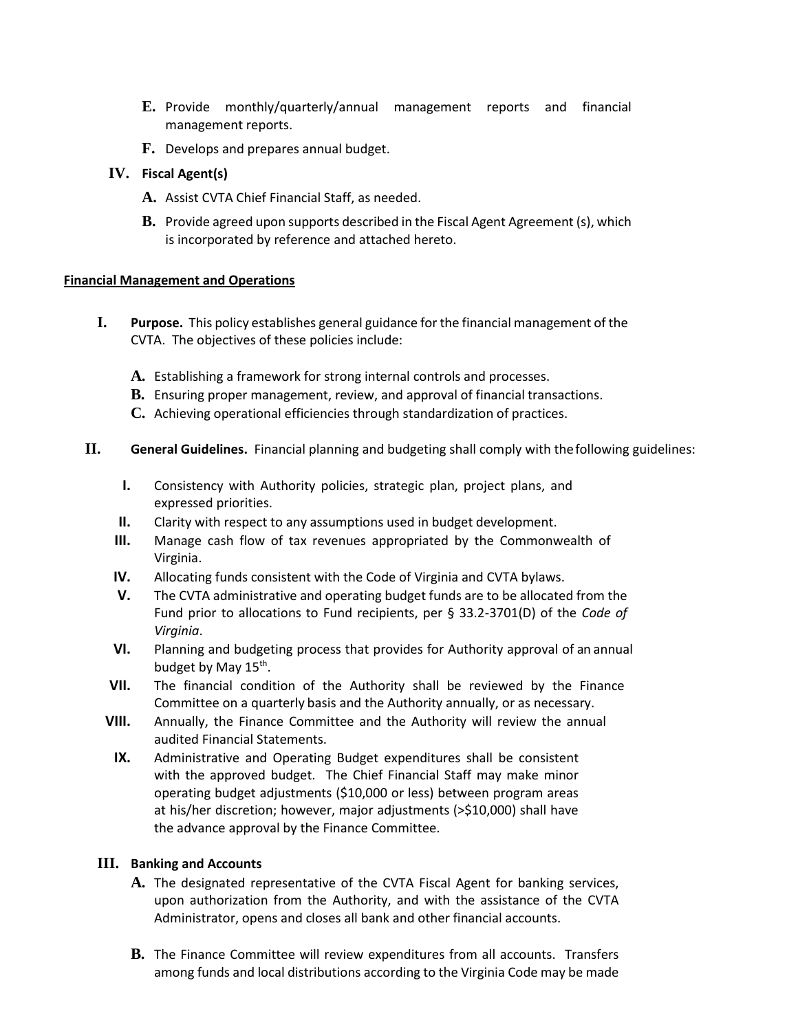E. Provide monthly/quarterly/annual management reports and financial management reports.

F. Develops and prepares annual budget.

IV. **Fiscal Agent(s)**

A. Assist CVTA Chief Financial Staff, as needed.

B. Provide agreed upon supports described in the Fiscal Agent Agreement (s), which is incorporated by reference and attached hereto.

**Financial Management and Operations**

I. **Purpose.** This policy establishes general guidance for the financial management of the CVTA. The objectives of these policies include:

A. Establishing a framework for strong internal controls and processes.
B. Ensuring proper management, review, and approval of financial transactions.
C. Achieving operational efficiencies through standardization of practices.

II. **General Guidelines.** Financial planning and budgeting shall comply with the following guidelines:

I. Consistency with Authority policies, strategic plan, project plans, and expressed priorities.
II. Clarity with respect to any assumptions used in budget development.
III. Manage cash flow of tax revenues appropriated by the Commonwealth of Virginia.
IV. Allocating funds consistent with the Code of Virginia and CVTA bylaws.
V. The CVTA administrative and operating budget funds are to be allocated from the Fund prior to allocations to Fund recipients, per § 33.2-3701(D) of the *Code of Virginia*.
VI. Planning and budgeting process that provides for Authority approval of an annual budget by May 15th.
VII. The financial condition of the Authority shall be reviewed by the Finance Committee on a quarterly basis and the Authority annually, or as necessary.
VIII. Annually, the Finance Committee and the Authority will review the annual audited Financial Statements.
IX. Administrative and Operating Budget expenditures shall be consistent with the approved budget. The Chief Financial Staff may make minor operating budget adjustments ($10,000 or less) between program areas at his/her discretion; however, major adjustments (>$10,000) shall have the advance approval by the Finance Committee.

III. **Banking and Accounts**

A. The designated representative of the CVTA Fiscal Agent for banking services, upon authorization from the Authority, and with the assistance of the CVTA Administrator, opens and closes all bank and other financial accounts.

B. The Finance Committee will review expenditures from all accounts. Transfers among funds and local distributions according to the Virginia Code may be made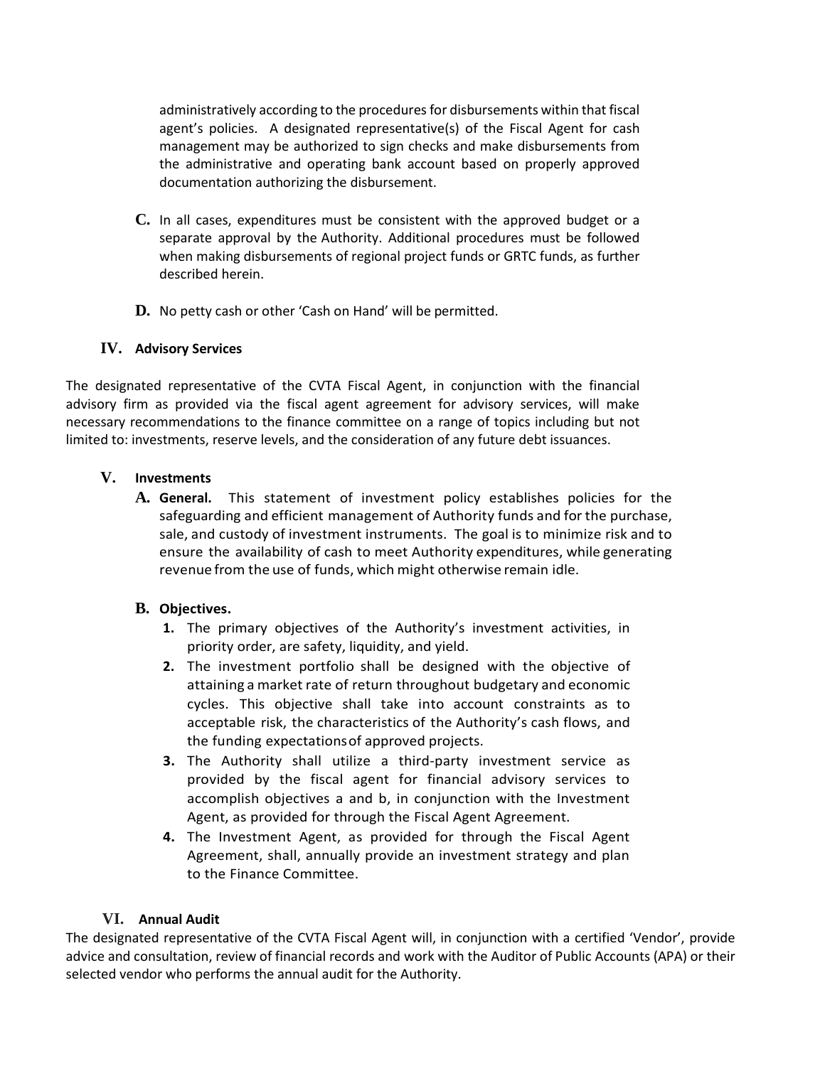administratively according to the procedures for disbursements within that fiscal agent's policies. A designated representative(s) of the Fiscal Agent for cash management may be authorized to sign checks and make disbursements from the administrative and operating bank account based on properly approved documentation authorizing the disbursement.

**C.** In all cases, expenditures must be consistent with the approved budget or a separate approval by the Authority. Additional procedures must be followed when making disbursements of regional project funds or GRTC funds, as further described herein.

**D.** No petty cash or other 'Cash on Hand' will be permitted.

## IV. Advisory Services

The designated representative of the CVTA Fiscal Agent, in conjunction with the financial advisory firm as provided via the fiscal agent agreement for advisory services, will make necessary recommendations to the finance committee on a range of topics including but not limited to: investments, reserve levels, and the consideration of any future debt issuances.

## V. Investments

**A. General.** This statement of investment policy establishes policies for the safeguarding and efficient management of Authority funds and for the purchase, sale, and custody of investment instruments. The goal is to minimize risk and to ensure the availability of cash to meet Authority expenditures, while generating revenue from the use of funds, which might otherwise remain idle.

**B. Objectives.**

1. The primary objectives of the Authority's investment activities, in priority order, are safety, liquidity, and yield.
2. The investment portfolio shall be designed with the objective of attaining a market rate of return throughout budgetary and economic cycles. This objective shall take into account constraints as to acceptable risk, the characteristics of the Authority's cash flows, and the funding expectations of approved projects.
3. The Authority shall utilize a third-party investment service as provided by the fiscal agent for financial advisory services to accomplish objectives a and b, in conjunction with the Investment Agent, as provided for through the Fiscal Agent Agreement.
4. The Investment Agent, as provided for through the Fiscal Agent Agreement, shall, annually provide an investment strategy and plan to the Finance Committee.

## VI. Annual Audit

The designated representative of the CVTA Fiscal Agent will, in conjunction with a certified 'Vendor', provide advice and consultation, review of financial records and work with the Auditor of Public Accounts (APA) or their selected vendor who performs the annual audit for the Authority.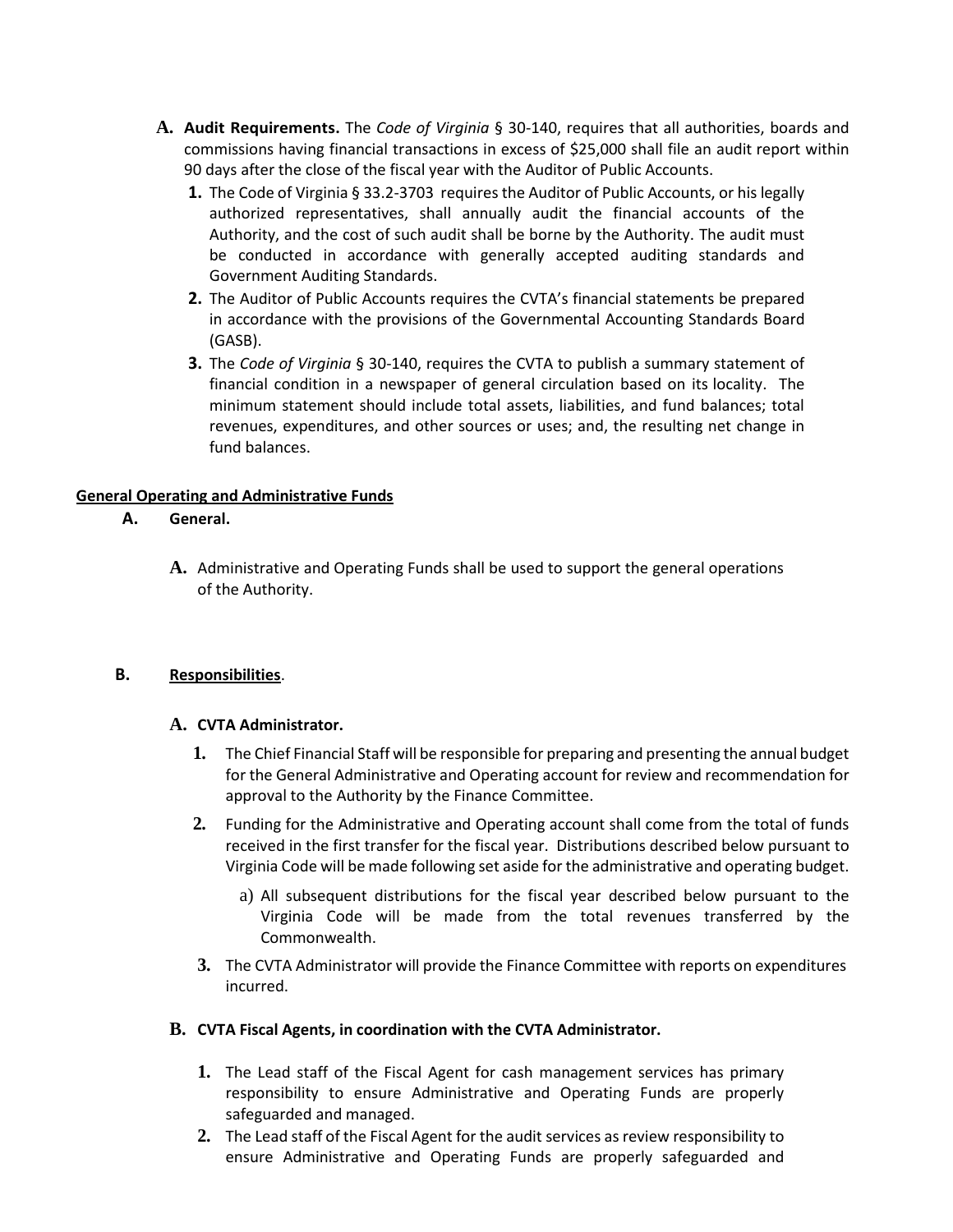**A. Audit Requirements.** The *Code of Virginia* § 30-140, requires that all authorities, boards and commissions having financial transactions in excess of $25,000 shall file an audit report within 90 days after the close of the fiscal year with the Auditor of Public Accounts.

1. The Code of Virginia § 33.2-3703 requires the Auditor of Public Accounts, or his legally authorized representatives, shall annually audit the financial accounts of the Authority, and the cost of such audit shall be borne by the Authority. The audit must be conducted in accordance with generally accepted auditing standards and Government Auditing Standards.
2. The Auditor of Public Accounts requires the CVTA's financial statements be prepared in accordance with the provisions of the Governmental Accounting Standards Board (GASB).
3. The *Code of Virginia* § 30-140, requires the CVTA to publish a summary statement of financial condition in a newspaper of general circulation based on its locality. The minimum statement should include total assets, liabilities, and fund balances; total revenues, expenditures, and other sources or uses; and, the resulting net change in fund balances.

**General Operating and Administrative Funds**

**A. General.**

**A.** Administrative and Operating Funds shall be used to support the general operations of the Authority.

**B. Responsibilities.**

**A. CVTA Administrator.**

1. The Chief Financial Staff will be responsible for preparing and presenting the annual budget for the General Administrative and Operating account for review and recommendation for approval to the Authority by the Finance Committee.
2. Funding for the Administrative and Operating account shall come from the total of funds received in the first transfer for the fiscal year. Distributions described below pursuant to Virginia Code will be made following set aside for the administrative and operating budget.
   a) All subsequent distributions for the fiscal year described below pursuant to the Virginia Code will be made from the total revenues transferred by the Commonwealth.
3. The CVTA Administrator will provide the Finance Committee with reports on expenditures incurred.

**B. CVTA Fiscal Agents, in coordination with the CVTA Administrator.**

1. The Lead staff of the Fiscal Agent for cash management services has primary responsibility to ensure Administrative and Operating Funds are properly safeguarded and managed.
2. The Lead staff of the Fiscal Agent for the audit services as review responsibility to ensure Administrative and Operating Funds are properly safeguarded and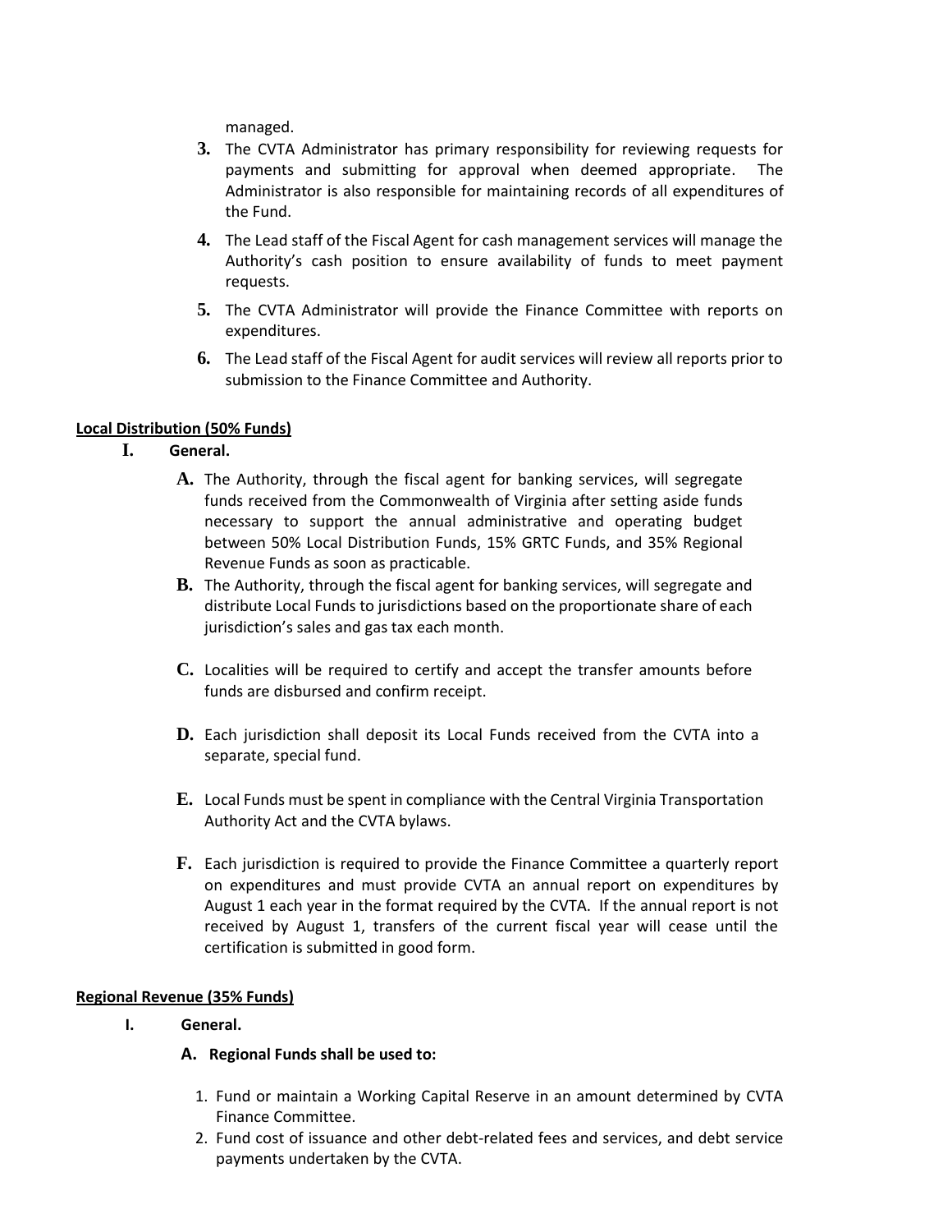managed.

3. The CVTA Administrator has primary responsibility for reviewing requests for payments and submitting for approval when deemed appropriate. The Administrator is also responsible for maintaining records of all expenditures of the Fund.
4. The Lead staff of the Fiscal Agent for cash management services will manage the Authority's cash position to ensure availability of funds to meet payment requests.
5. The CVTA Administrator will provide the Finance Committee with reports on expenditures.
6. The Lead staff of the Fiscal Agent for audit services will review all reports prior to submission to the Finance Committee and Authority.

**Local Distribution (50% Funds)**

**I. General.**

**A.** The Authority, through the fiscal agent for banking services, will segregate funds received from the Commonwealth of Virginia after setting aside funds necessary to support the annual administrative and operating budget between 50% Local Distribution Funds, 15% GRTC Funds, and 35% Regional Revenue Funds as soon as practicable.

**B.** The Authority, through the fiscal agent for banking services, will segregate and distribute Local Funds to jurisdictions based on the proportionate share of each jurisdiction's sales and gas tax each month.

**C.** Localities will be required to certify and accept the transfer amounts before funds are disbursed and confirm receipt.

**D.** Each jurisdiction shall deposit its Local Funds received from the CVTA into a separate, special fund.

**E.** Local Funds must be spent in compliance with the Central Virginia Transportation Authority Act and the CVTA bylaws.

**F.** Each jurisdiction is required to provide the Finance Committee a quarterly report on expenditures and must provide CVTA an annual report on expenditures by August 1 each year in the format required by the CVTA. If the annual report is not received by August 1, transfers of the current fiscal year will cease until the certification is submitted in good form.

**Regional Revenue (35% Funds)**

**I. General.**

**A. Regional Funds shall be used to:**

1. Fund or maintain a Working Capital Reserve in an amount determined by CVTA Finance Committee.
2. Fund cost of issuance and other debt-related fees and services, and debt service payments undertaken by the CVTA.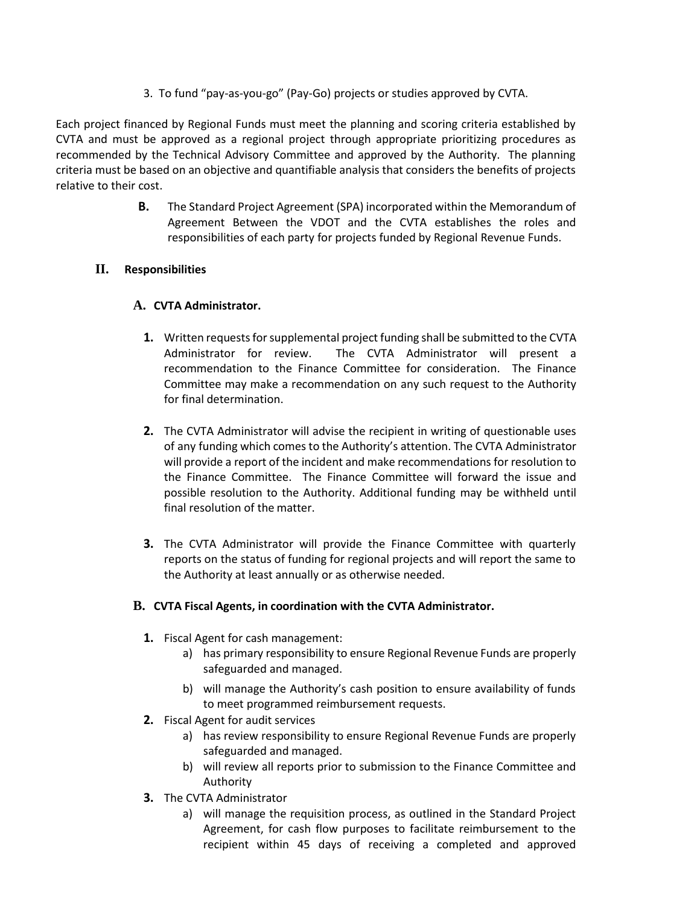3. To fund "pay-as-you-go" (Pay-Go) projects or studies approved by CVTA.

Each project financed by Regional Funds must meet the planning and scoring criteria established by CVTA and must be approved as a regional project through appropriate prioritizing procedures as recommended by the Technical Advisory Committee and approved by the Authority. The planning criteria must be based on an objective and quantifiable analysis that considers the benefits of projects relative to their cost.

**B.** The Standard Project Agreement (SPA) incorporated within the Memorandum of Agreement Between the VDOT and the CVTA establishes the roles and responsibilities of each party for projects funded by Regional Revenue Funds.

## II. Responsibilities

### A. CVTA Administrator.

**1.** Written requests for supplemental project funding shall be submitted to the CVTA Administrator for review. The CVTA Administrator will present a recommendation to the Finance Committee for consideration. The Finance Committee may make a recommendation on any such request to the Authority for final determination.

**2.** The CVTA Administrator will advise the recipient in writing of questionable uses of any funding which comes to the Authority's attention. The CVTA Administrator will provide a report of the incident and make recommendations for resolution to the Finance Committee. The Finance Committee will forward the issue and possible resolution to the Authority. Additional funding may be withheld until final resolution of the matter.

**3.** The CVTA Administrator will provide the Finance Committee with quarterly reports on the status of funding for regional projects and will report the same to the Authority at least annually or as otherwise needed.

### B. CVTA Fiscal Agents, in coordination with the CVTA Administrator.

**1.** Fiscal Agent for cash management:
   a) has primary responsibility to ensure Regional Revenue Funds are properly safeguarded and managed.
   b) will manage the Authority's cash position to ensure availability of funds to meet programmed reimbursement requests.

**2.** Fiscal Agent for audit services
   a) has review responsibility to ensure Regional Revenue Funds are properly safeguarded and managed.
   b) will review all reports prior to submission to the Finance Committee and Authority

**3.** The CVTA Administrator
   a) will manage the requisition process, as outlined in the Standard Project Agreement, for cash flow purposes to facilitate reimbursement to the recipient within 45 days of receiving a completed and approved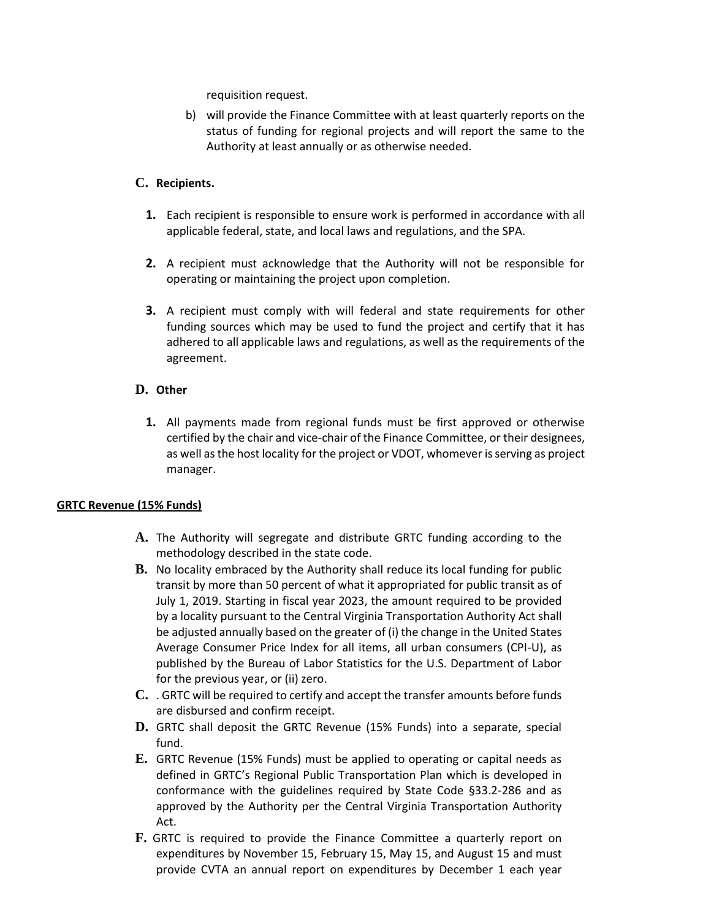requisition request.

b) will provide the Finance Committee with at least quarterly reports on the status of funding for regional projects and will report the same to the Authority at least annually or as otherwise needed.

**C. Recipients.**

1. Each recipient is responsible to ensure work is performed in accordance with all applicable federal, state, and local laws and regulations, and the SPA.

2. A recipient must acknowledge that the Authority will not be responsible for operating or maintaining the project upon completion.

3. A recipient must comply with will federal and state requirements for other funding sources which may be used to fund the project and certify that it has adhered to all applicable laws and regulations, as well as the requirements of the agreement.

**D. Other**

1. All payments made from regional funds must be first approved or otherwise certified by the chair and vice-chair of the Finance Committee, or their designees, as well as the host locality for the project or VDOT, whomever is serving as project manager.

**GRTC Revenue (15% Funds)**

**A.** The Authority will segregate and distribute GRTC funding according to the methodology described in the state code.

**B.** No locality embraced by the Authority shall reduce its local funding for public transit by more than 50 percent of what it appropriated for public transit as of July 1, 2019. Starting in fiscal year 2023, the amount required to be provided by a locality pursuant to the Central Virginia Transportation Authority Act shall be adjusted annually based on the greater of (i) the change in the United States Average Consumer Price Index for all items, all urban consumers (CPI-U), as published by the Bureau of Labor Statistics for the U.S. Department of Labor for the previous year, or (ii) zero.

**C.** . GRTC will be required to certify and accept the transfer amounts before funds are disbursed and confirm receipt.

**D.** GRTC shall deposit the GRTC Revenue (15% Funds) into a separate, special fund.

**E.** GRTC Revenue (15% Funds) must be applied to operating or capital needs as defined in GRTC's Regional Public Transportation Plan which is developed in conformance with the guidelines required by State Code §33.2-286 and as approved by the Authority per the Central Virginia Transportation Authority Act.

**F.** GRTC is required to provide the Finance Committee a quarterly report on expenditures by November 15, February 15, May 15, and August 15 and must provide CVTA an annual report on expenditures by December 1 each year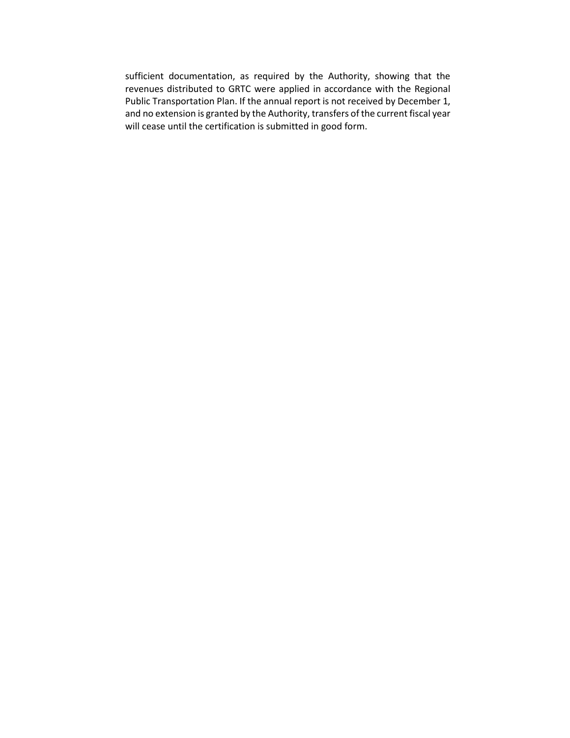sufficient documentation, as required by the Authority, showing that the revenues distributed to GRTC were applied in accordance with the Regional Public Transportation Plan. If the annual report is not received by December 1, and no extension is granted by the Authority, transfers of the current fiscal year will cease until the certification is submitted in good form.